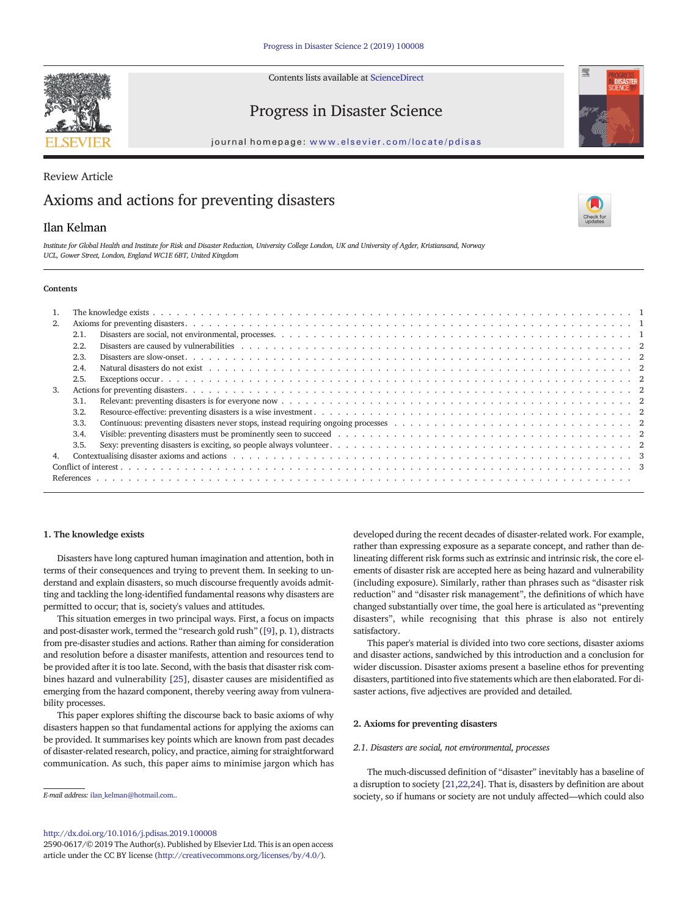Review Article

# Axioms and actions for preventing disasters

Ilan Kelman

*Institute for Global Health and Institute for Risk and Disaster Reduction, University College London, UK and University of Agder, Kristiansand, Norway*
*UCL, Gower Street, London, England WC1E 6BT, United Kingdom*

**Contents**

1. The knowledge exists . . . 1
2. Axioms for preventing disasters . . . 1
   - 2.1. Disasters are social, not environmental, processes. . . . 1
   - 2.2. Disasters are caused by vulnerabilities . . . 2
   - 2.3. Disasters are slow-onset . . . 2
   - 2.4. Natural disasters do not exist . . . 2
   - 2.5. Exceptions occur . . . 2
3. Actions for preventing disasters . . . 2
   - 3.1. Relevant: preventing disasters is for everyone now . . . 2
   - 3.2. Resource-effective: preventing disasters is a wise investment . . . 2
   - 3.3. Continuous: preventing disasters never stops, instead requiring ongoing processes . . . 2
   - 3.4. Visible: preventing disasters must be prominently seen to succeed . . . 2
   - 3.5. Sexy: preventing disasters is exciting, so people always volunteer . . . 2
4. Contextualising disaster axioms and actions . . . 3

Conflict of interest . . . 3
References

## 1. The knowledge exists

Disasters have long captured human imagination and attention, both in terms of their consequences and trying to prevent them. In seeking to understand and explain disasters, so much discourse frequently avoids admitting and tackling the long-identified fundamental reasons why disasters are permitted to occur; that is, society's values and attitudes.

This situation emerges in two principal ways. First, a focus on impacts and post-disaster work, termed the "research gold rush" ([9], p. 1), distracts from pre-disaster studies and actions. Rather than aiming for consideration and resolution before a disaster manifests, attention and resources tend to be provided after it is too late. Second, with the basis that disaster risk combines hazard and vulnerability [25], disaster causes are misidentified as emerging from the hazard component, thereby veering away from vulnerability processes.

This paper explores shifting the discourse back to basic axioms of why disasters happen so that fundamental actions for applying the axioms can be provided. It summarises key points which are known from past decades of disaster-related research, policy, and practice, aiming for straightforward communication. As such, this paper aims to minimise jargon which has developed during the recent decades of disaster-related work. For example, rather than expressing exposure as a separate concept, and rather than delineating different risk forms such as extrinsic and intrinsic risk, the core elements of disaster risk are accepted here as being hazard and vulnerability (including exposure). Similarly, rather than phrases such as "disaster risk reduction" and "disaster risk management", the definitions of which have changed substantially over time, the goal here is articulated as "preventing disasters", while recognising that this phrase is also not entirely satisfactory.

This paper's material is divided into two core sections, disaster axioms and disaster actions, sandwiched by this introduction and a conclusion for wider discussion. Disaster axioms present a baseline ethos for preventing disasters, partitioned into five statements which are then elaborated. For disaster actions, five adjectives are provided and detailed.

## 2. Axioms for preventing disasters

### 2.1. Disasters are social, not environmental, processes

The much-discussed definition of "disaster" inevitably has a baseline of a disruption to society [21,22,24]. That is, disasters by definition are about society, so if humans or society are not unduly affected—which could also

E-mail address: ilan_kelman@hotmail.com..

http://dx.doi.org/10.1016/j.pdisas.2019.100008
2590-0617/© 2019 The Author(s). Published by Elsevier Ltd. This is an open access article under the CC BY license (http://creativecommons.org/licenses/by/4.0/).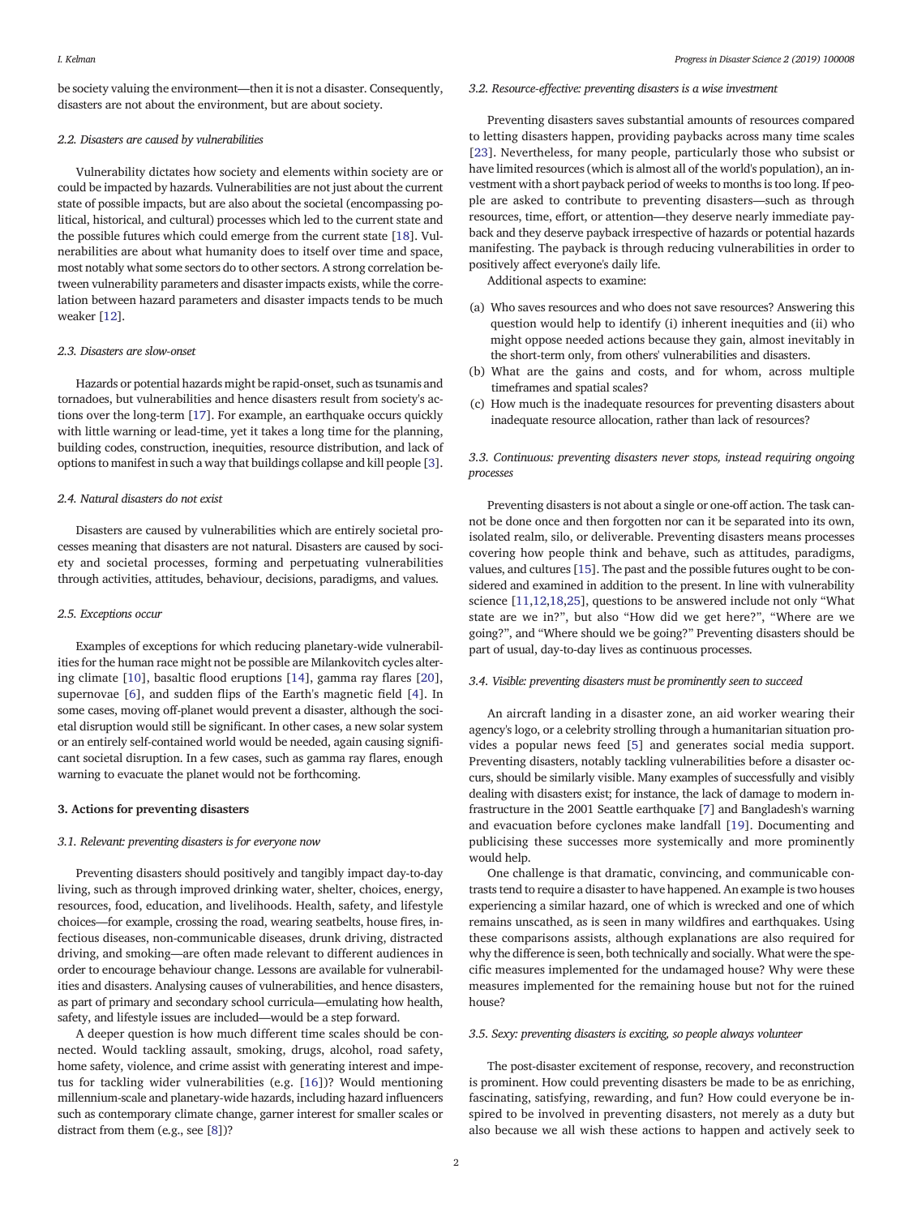be society valuing the environment—then it is not a disaster. Consequently, disasters are not about the environment, but are about society.

### 2.2. Disasters are caused by vulnerabilities

Vulnerability dictates how society and elements within society are or could be impacted by hazards. Vulnerabilities are not just about the current state of possible impacts, but are also about the societal (encompassing political, historical, and cultural) processes which led to the current state and the possible futures which could emerge from the current state [18]. Vulnerabilities are about what humanity does to itself over time and space, most notably what some sectors do to other sectors. A strong correlation between vulnerability parameters and disaster impacts exists, while the correlation between hazard parameters and disaster impacts tends to be much weaker [12].

### 2.3. Disasters are slow-onset

Hazards or potential hazards might be rapid-onset, such as tsunamis and tornadoes, but vulnerabilities and hence disasters result from society's actions over the long-term [17]. For example, an earthquake occurs quickly with little warning or lead-time, yet it takes a long time for the planning, building codes, construction, inequities, resource distribution, and lack of options to manifest in such a way that buildings collapse and kill people [3].

### 2.4. Natural disasters do not exist

Disasters are caused by vulnerabilities which are entirely societal processes meaning that disasters are not natural. Disasters are caused by society and societal processes, forming and perpetuating vulnerabilities through activities, attitudes, behaviour, decisions, paradigms, and values.

### 2.5. Exceptions occur

Examples of exceptions for which reducing planetary-wide vulnerabilities for the human race might not be possible are Milankovitch cycles altering climate [10], basaltic flood eruptions [14], gamma ray flares [20], supernovae [6], and sudden flips of the Earth's magnetic field [4]. In some cases, moving off-planet would prevent a disaster, although the societal disruption would still be significant. In other cases, a new solar system or an entirely self-contained world would be needed, again causing significant societal disruption. In a few cases, such as gamma ray flares, enough warning to evacuate the planet would not be forthcoming.

## 3. Actions for preventing disasters

### 3.1. Relevant: preventing disasters is for everyone now

Preventing disasters should positively and tangibly impact day-to-day living, such as through improved drinking water, shelter, choices, energy, resources, food, education, and livelihoods. Health, safety, and lifestyle choices—for example, crossing the road, wearing seatbelts, house fires, infectious diseases, non-communicable diseases, drunk driving, distracted driving, and smoking—are often made relevant to different audiences in order to encourage behaviour change. Lessons are available for vulnerabilities and disasters. Analysing causes of vulnerabilities, and hence disasters, as part of primary and secondary school curricula—emulating how health, safety, and lifestyle issues are included—would be a step forward.

A deeper question is how much different time scales should be connected. Would tackling assault, smoking, drugs, alcohol, road safety, home safety, violence, and crime assist with generating interest and impetus for tackling wider vulnerabilities (e.g. [16])? Would mentioning millennium-scale and planetary-wide hazards, including hazard influencers such as contemporary climate change, garner interest for smaller scales or distract from them (e.g., see [8])?

### 3.2. Resource-effective: preventing disasters is a wise investment

Preventing disasters saves substantial amounts of resources compared to letting disasters happen, providing paybacks across many time scales [23]. Nevertheless, for many people, particularly those who subsist or have limited resources (which is almost all of the world's population), an investment with a short payback period of weeks to months is too long. If people are asked to contribute to preventing disasters—such as through resources, time, effort, or attention—they deserve nearly immediate payback and they deserve payback irrespective of hazards or potential hazards manifesting. The payback is through reducing vulnerabilities in order to positively affect everyone's daily life.

Additional aspects to examine:

(a) Who saves resources and who does not save resources? Answering this question would help to identify (i) inherent inequities and (ii) who might oppose needed actions because they gain, almost inevitably in the short-term only, from others' vulnerabilities and disasters.
(b) What are the gains and costs, and for whom, across multiple timeframes and spatial scales?
(c) How much is the inadequate resources for preventing disasters about inadequate resource allocation, rather than lack of resources?

### 3.3. Continuous: preventing disasters never stops, instead requiring ongoing processes

Preventing disasters is not about a single or one-off action. The task cannot be done once and then forgotten nor can it be separated into its own, isolated realm, silo, or deliverable. Preventing disasters means processes covering how people think and behave, such as attitudes, paradigms, values, and cultures [15]. The past and the possible futures ought to be considered and examined in addition to the present. In line with vulnerability science [11,12,18,25], questions to be answered include not only "What state are we in?", but also "How did we get here?", "Where are we going?", and "Where should we be going?" Preventing disasters should be part of usual, day-to-day lives as continuous processes.

### 3.4. Visible: preventing disasters must be prominently seen to succeed

An aircraft landing in a disaster zone, an aid worker wearing their agency's logo, or a celebrity strolling through a humanitarian situation provides a popular news feed [5] and generates social media support. Preventing disasters, notably tackling vulnerabilities before a disaster occurs, should be similarly visible. Many examples of successfully and visibly dealing with disasters exist; for instance, the lack of damage to modern infrastructure in the 2001 Seattle earthquake [7] and Bangladesh's warning and evacuation before cyclones make landfall [19]. Documenting and publicising these successes more systemically and more prominently would help.

One challenge is that dramatic, convincing, and communicable contrasts tend to require a disaster to have happened. An example is two houses experiencing a similar hazard, one of which is wrecked and one of which remains unscathed, as is seen in many wildfires and earthquakes. Using these comparisons assists, although explanations are also required for why the difference is seen, both technically and socially. What were the specific measures implemented for the undamaged house? Why were these measures implemented for the remaining house but not for the ruined house?

### 3.5. Sexy: preventing disasters is exciting, so people always volunteer

The post-disaster excitement of response, recovery, and reconstruction is prominent. How could preventing disasters be made to be as enriching, fascinating, satisfying, rewarding, and fun? How could everyone be inspired to be involved in preventing disasters, not merely as a duty but also because we all wish these actions to happen and actively seek to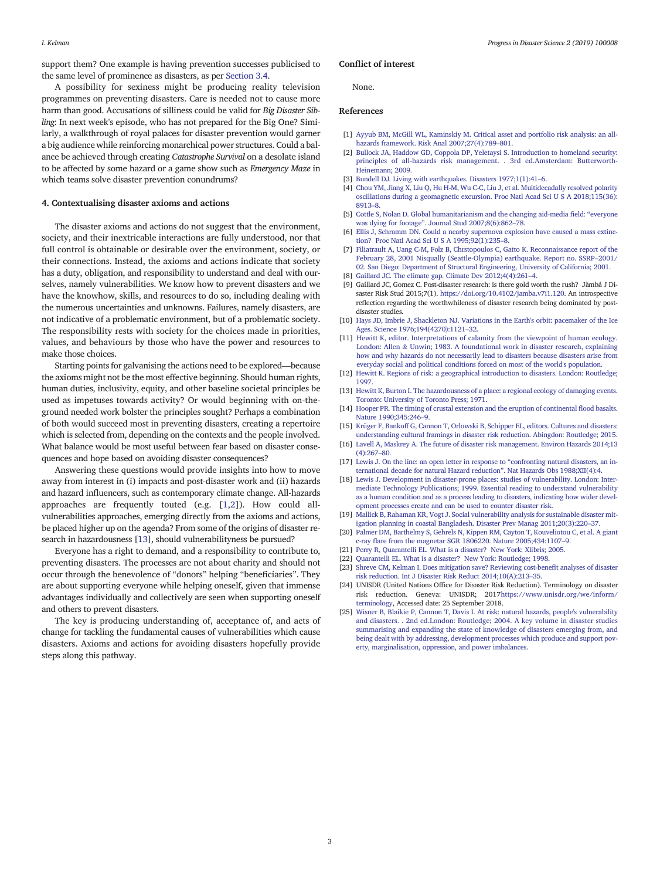support them? One example is having prevention successes publicised to the same level of prominence as disasters, as per Section 3.4.

A possibility for sexiness might be producing reality television programmes on preventing disasters. Care is needed not to cause more harm than good. Accusations of silliness could be valid for *Big Disaster Sibling*: In next week's episode, who has not prepared for the Big One? Similarly, a walkthrough of royal palaces for disaster prevention would garner a big audience while reinforcing monarchical power structures. Could a balance be achieved through creating *Catastrophe Survival* on a desolate island to be affected by some hazard or a game show such as *Emergency Maze* in which teams solve disaster prevention conundrums?

## 4. Contextualising disaster axioms and actions

The disaster axioms and actions do not suggest that the environment, society, and their inextricable interactions are fully understood, nor that full control is obtainable or desirable over the environment, society, or their connections. Instead, the axioms and actions indicate that society has a duty, obligation, and responsibility to understand and deal with ourselves, namely vulnerabilities. We know how to prevent disasters and we have the knowhow, skills, and resources to do so, including dealing with the numerous uncertainties and unknowns. Failures, namely disasters, are not indicative of a problematic environment, but of a problematic society. The responsibility rests with society for the choices made in priorities, values, and behaviours by those who have the power and resources to make those choices.

Starting points for galvanising the actions need to be explored—because the axioms might not be the most effective beginning. Should human rights, human duties, inclusivity, equity, and other baseline societal principles be used as impetuses towards activity? Or would beginning with on-the-ground needed work bolster the principles sought? Perhaps a combination of both would succeed most in preventing disasters, creating a repertoire which is selected from, depending on the contexts and the people involved. What balance would be most useful between fear based on disaster consequences and hope based on avoiding disaster consequences?

Answering these questions would provide insights into how to move away from interest in (i) impacts and post-disaster work and (ii) hazards and hazard influencers, such as contemporary climate change. All-hazards approaches are frequently touted (e.g. [1,2]). How could all-vulnerabilities approaches, emerging directly from the axioms and actions, be placed higher up on the agenda? From some of the origins of disaster research in hazardousness [13], should vulnerabilityness be pursued?

Everyone has a right to demand, and a responsibility to contribute to, preventing disasters. The processes are not about charity and should not occur through the benevolence of "donors" helping "beneficiaries". They are about supporting everyone while helping oneself, given that immense advantages individually and collectively are seen when supporting oneself and others to prevent disasters.

The key is producing understanding of, acceptance of, and acts of change for tackling the fundamental causes of vulnerabilities which cause disasters. Axioms and actions for avoiding disasters hopefully provide steps along this pathway.

## Conflict of interest

None.

## References

[1] Ayyub BM, McGill WL, Kaminskiy M. Critical asset and portfolio risk analysis: an all-hazards framework. Risk Anal 2007;27(4):789–801.

[2] Bullock JA, Haddow GD, Coppola DP, Yeletaysi S. Introduction to homeland security: principles of all-hazards risk management. . 3rd ed.Amsterdam: Butterworth-Heinemann; 2009.

[3] Bundell DJ. Living with earthquakes. Disasters 1977;1(1):41–6.

[4] Chou YM, Jiang X, Liu Q, Hu H-M, Wu C-C, Liu J, et al. Multidecadally resolved polarity oscillations during a geomagnetic excursion. Proc Natl Acad Sci U S A 2018;115(36):8913–8.

[5] Cottle S, Nolan D. Global humanitarianism and the changing aid-media field: "everyone was dying for footage". Journal Stud 2007;8(6):862–78.

[6] Ellis J, Schramm DN. Could a nearby supernova explosion have caused a mass extinction? Proc Natl Acad Sci U S A 1995;92(1):235–8.

[7] Filiatrault A, Uang C-M, Folz B, Chrstopoulos C, Gatto K. Reconnaissance report of the February 28, 2001 Nisqually (Seattle-Olympia) earthquake. Report no. SSRP–2001/02. San Diego: Department of Structural Engineering, University of California; 2001.

[8] Gaillard JC. The climate gap. Climate Dev 2012;4(4):261–4.

[9] Gaillard JC, Gomez C. Post-disaster research: is there gold worth the rush? Jàmbá J Disaster Risk Stud 2015;7(1). https://doi.org/10.4102/jamba.v7i1.120. An introspective reflection regarding the worthwileness of disaster research being dominated by post-disaster studies.

[10] Hays JD, Imbrie J, Shackleton NJ. Variations in the Earth's orbit: pacemaker of the Ice Ages. Science 1976;194(4270):1121–32.

[11] Hewitt K, editor. Interpretations of calamity from the viewpoint of human ecology. London: Allen & Unwin; 1983. A foundational work in disaster research, explaining how and why hazards do not necessarily lead to disasters because disasters arise from everyday social and political conditions forced on most of the world's population.

[12] Hewitt K. Regions of risk: a geographical introduction to disasters. London: Routledge; 1997.

[13] Hewitt K, Burton I. The hazardousness of a place: a regional ecology of damaging events. Toronto: University of Toronto Press; 1971.

[14] Hooper PR. The timing of crustal extension and the eruption of continental flood basalts. Nature 1990;345:246–9.

[15] Krüger F, Bankoff G, Cannon T, Orlowski B, Schipper EL, editors. Cultures and disasters: understanding cultural framings in disaster risk reduction. Abingdon: Routledge; 2015.

[16] Lavell A, Maskrey A. The future of disaster risk management. Environ Hazards 2014;13(4):267–80.

[17] Lewis J. On the line: an open letter in response to "confronting natural disasters, an international decade for natural Hazard reduction". Nat Hazards Obs 1988;XII(4):4.

[18] Lewis J. Development in disaster-prone places: studies of vulnerability. London: Intermediate Technology Publications; 1999. Essential reading to understand vulnerability as a human condition and as a process leading to disasters, indicating how wider development processes create and can be used to counter disaster risk.

[19] Mallick B, Rahaman KR, Vogt J. Social vulnerability analysis for sustainable disaster mitigation planning in coastal Bangladesh. Disaster Prev Manag 2011;20(3):220–37.

[20] Palmer DM, Barthelmy S, Gehrels N, Kippen RM, Cayton T, Kouveliotou C, et al. A giant c-ray flare from the magnetar SGR 1806220. Nature 2005;434:1107–9.

[21] Perry R, Quarantelli EL. What is a disaster? New York: Xlibris; 2005.

[22] Quarantelli EL. What is a disaster? New York: Routledge; 1998.

[23] Shreve CM, Kelman I. Does mitigation save? Reviewing cost-benefit analyses of disaster risk reduction. Int J Disaster Risk Reduct 2014;10(A):213–35.

[24] UNISDR (United Nations Office for Disaster Risk Reduction). Terminology on disaster risk reduction. Geneva: UNISDR; 2017https://www.unisdr.org/we/inform/terminology, Accessed date: 25 September 2018.

[25] Wisner B, Blaikie P, Cannon T, Davis I. At risk: natural hazards, people's vulnerability and disasters. . 2nd ed.London: Routledge; 2004. A key volume in disaster studies summarising and expanding the state of knowledge of disasters emerging from, and being dealt with by addressing, development processes which produce and support poverty, marginalisation, oppression, and power imbalances.